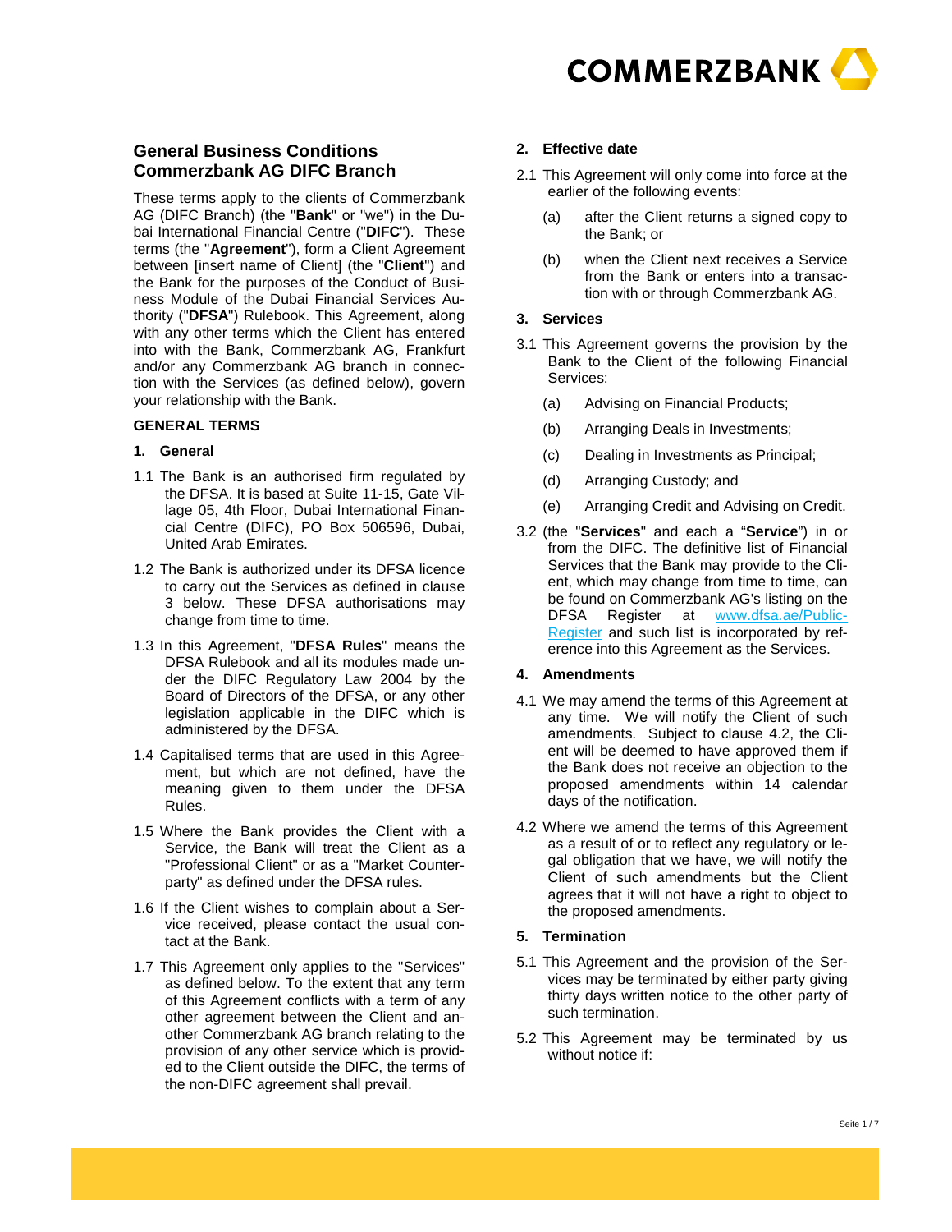# General Business Conditions Commerzbank AG DIFC Branch

These terms apply to the clients of Commerzbank AG (DIFC Branch) (the "**Bank**" or "we") in the Dubai International Financial Centre ("**DIFC**"). These terms (the "**Agreement**"), form a Client Agreement between [insert name of Client] (the "**Client**") and the Bank for the purposes of the Conduct of Business Module of the Dubai Financial Services Authority ("**DFSA**") Rulebook. This Agreement, along with any other terms which the Client has entered into with the Bank, Commerzbank AG, Frankfurt and/or any Commerzbank AG branch in connection with the Services (as defined below), govern your relationship with the Bank.

## GENERAL TERMS

### 1. General

1.1 The Bank is an authorised firm regulated by the DFSA. It is based at Suite 11-15, Gate Village 05, 4th Floor, Dubai International Financial Centre (DIFC), PO Box 506596, Dubai, United Arab Emirates.

1.2 The Bank is authorized under its DFSA licence to carry out the Services as defined in clause 3 below. These DFSA authorisations may change from time to time.

1.3 In this Agreement, "**DFSA Rules**" means the DFSA Rulebook and all its modules made under the DIFC Regulatory Law 2004 by the Board of Directors of the DFSA, or any other legislation applicable in the DIFC which is administered by the DFSA.

1.4 Capitalised terms that are used in this Agreement, but which are not defined, have the meaning given to them under the DFSA Rules.

1.5 Where the Bank provides the Client with a Service, the Bank will treat the Client as a "Professional Client" or as a "Market Counterparty" as defined under the DFSA rules.

1.6 If the Client wishes to complain about a Service received, please contact the usual contact at the Bank.

1.7 This Agreement only applies to the "Services" as defined below. To the extent that any term of this Agreement conflicts with a term of any other agreement between the Client and another Commerzbank AG branch relating to the provision of any other service which is provided to the Client outside the DIFC, the terms of the non-DIFC agreement shall prevail.

### 2. Effective date

2.1 This Agreement will only come into force at the earlier of the following events:

(a) after the Client returns a signed copy to the Bank; or

(b) when the Client next receives a Service from the Bank or enters into a transaction with or through Commerzbank AG.

### 3. Services

3.1 This Agreement governs the provision by the Bank to the Client of the following Financial Services:

(a) Advising on Financial Products;

(b) Arranging Deals in Investments;

(c) Dealing in Investments as Principal;

(d) Arranging Custody; and

(e) Arranging Credit and Advising on Credit.

3.2 (the "**Services**" and each a "**Service**") in or from the DIFC. The definitive list of Financial Services that the Bank may provide to the Client, which may change from time to time, can be found on Commerzbank AG's listing on the DFSA Register at [www.dfsa.ae/Public-Register](www.dfsa.ae/Public-Register) and such list is incorporated by reference into this Agreement as the Services.

### 4. Amendments

4.1 We may amend the terms of this Agreement at any time. We will notify the Client of such amendments. Subject to clause 4.2, the Client will be deemed to have approved them if the Bank does not receive an objection to the proposed amendments within 14 calendar days of the notification.

4.2 Where we amend the terms of this Agreement as a result of or to reflect any regulatory or legal obligation that we have, we will notify the Client of such amendments but the Client agrees that it will not have a right to object to the proposed amendments.

### 5. Termination

5.1 This Agreement and the provision of the Services may be terminated by either party giving thirty days written notice to the other party of such termination.

5.2 This Agreement may be terminated by us without notice if: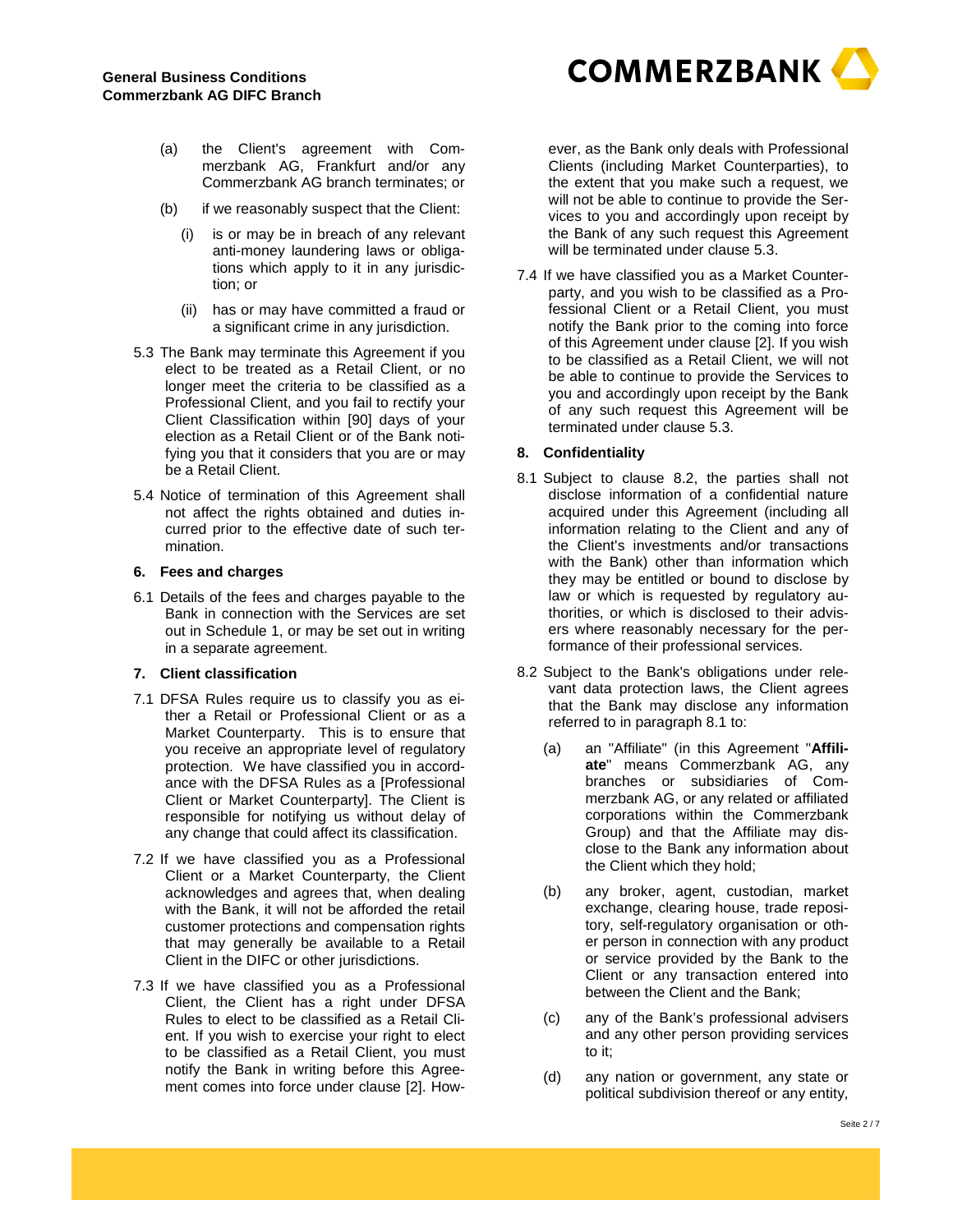(a) the Client's agreement with Commerzbank AG, Frankfurt and/or any Commerzbank AG branch terminates; or

(b) if we reasonably suspect that the Client:

   (i) is or may be in breach of any relevant anti-money laundering laws or obligations which apply to it in any jurisdiction; or

   (ii) has or may have committed a fraud or a significant crime in any jurisdiction.

5.3 The Bank may terminate this Agreement if you elect to be treated as a Retail Client, or no longer meet the criteria to be classified as a Professional Client, and you fail to rectify your Client Classification within [90] days of your election as a Retail Client or of the Bank notifying you that it considers that you are or may be a Retail Client.

5.4 Notice of termination of this Agreement shall not affect the rights obtained and duties incurred prior to the effective date of such termination.

### 6. Fees and charges

6.1 Details of the fees and charges payable to the Bank in connection with the Services are set out in Schedule 1, or may be set out in writing in a separate agreement.

### 7. Client classification

7.1 DFSA Rules require us to classify you as either a Retail or Professional Client or as a Market Counterparty. This is to ensure that you receive an appropriate level of regulatory protection. We have classified you in accordance with the DFSA Rules as a [Professional Client or Market Counterparty]. The Client is responsible for notifying us without delay of any change that could affect its classification.

7.2 If we have classified you as a Professional Client or a Market Counterparty, the Client acknowledges and agrees that, when dealing with the Bank, it will not be afforded the retail customer protections and compensation rights that may generally be available to a Retail Client in the DIFC or other jurisdictions.

7.3 If we have classified you as a Professional Client, the Client has a right under DFSA Rules to elect to be classified as a Retail Client. If you wish to exercise your right to elect to be classified as a Retail Client, you must notify the Bank in writing before this Agreement comes into force under clause [2]. However, as the Bank only deals with Professional Clients (including Market Counterparties), to the extent that you make such a request, we will not be able to continue to provide the Services to you and accordingly upon receipt by the Bank of any such request this Agreement will be terminated under clause 5.3.

7.4 If we have classified you as a Market Counterparty, and you wish to be classified as a Professional Client or a Retail Client, you must notify the Bank prior to the coming into force of this Agreement under clause [2]. If you wish to be classified as a Retail Client, we will not be able to continue to provide the Services to you and accordingly upon receipt by the Bank of any such request this Agreement will be terminated under clause 5.3.

### 8. Confidentiality

8.1 Subject to clause 8.2, the parties shall not disclose information of a confidential nature acquired under this Agreement (including all information relating to the Client and any of the Client's investments and/or transactions with the Bank) other than information which they may be entitled or bound to disclose by law or which is requested by regulatory authorities, or which is disclosed to their advisers where reasonably necessary for the performance of their professional services.

8.2 Subject to the Bank's obligations under relevant data protection laws, the Client agrees that the Bank may disclose any information referred to in paragraph 8.1 to:

(a) an "Affiliate" (in this Agreement "**Affiliate**" means Commerzbank AG, any branches or subsidiaries of Commerzbank AG, or any related or affiliated corporations within the Commerzbank Group) and that the Affiliate may disclose to the Bank any information about the Client which they hold;

(b) any broker, agent, custodian, market exchange, clearing house, trade repository, self-regulatory organisation or other person in connection with any product or service provided by the Bank to the Client or any transaction entered into between the Client and the Bank;

(c) any of the Bank's professional advisers and any other person providing services to it;

(d) any nation or government, any state or political subdivision thereof or any entity,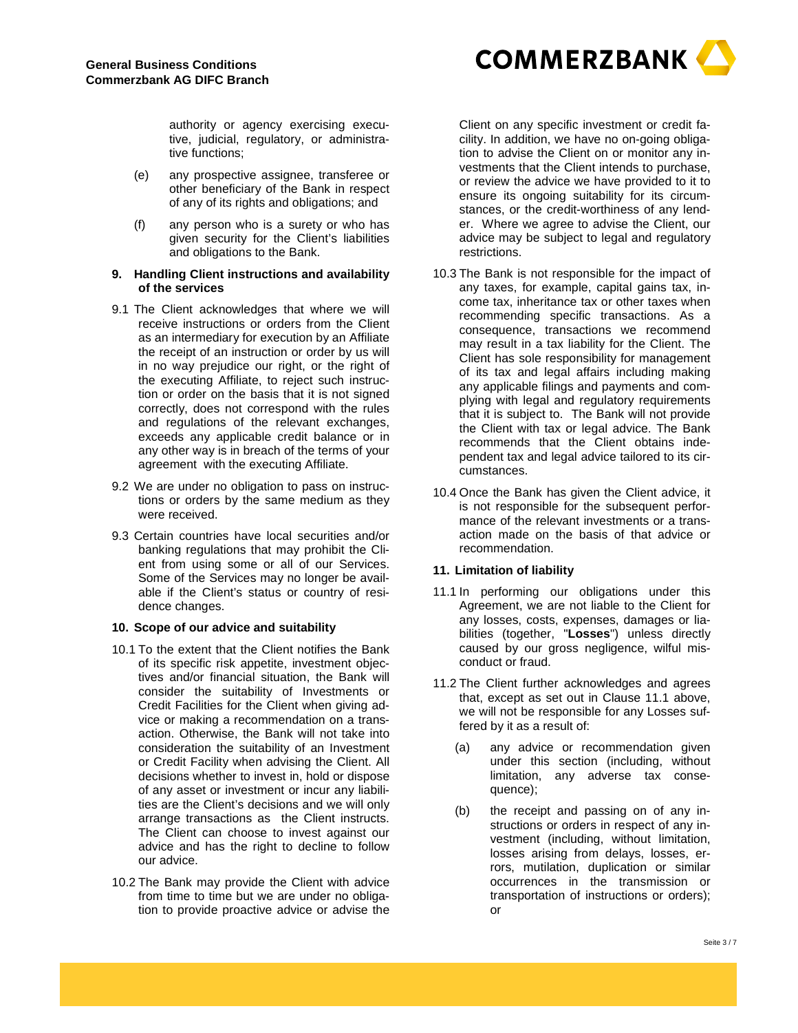authority or agency exercising executive, judicial, regulatory, or administrative functions;

(e) any prospective assignee, transferee or other beneficiary of the Bank in respect of any of its rights and obligations; and

(f) any person who is a surety or who has given security for the Client's liabilities and obligations to the Bank.

### 9. Handling Client instructions and availability of the services

9.1 The Client acknowledges that where we will receive instructions or orders from the Client as an intermediary for execution by an Affiliate the receipt of an instruction or order by us will in no way prejudice our right, or the right of the executing Affiliate, to reject such instruction or order on the basis that it is not signed correctly, does not correspond with the rules and regulations of the relevant exchanges, exceeds any applicable credit balance or in any other way is in breach of the terms of your agreement with the executing Affiliate.

9.2 We are under no obligation to pass on instructions or orders by the same medium as they were received.

9.3 Certain countries have local securities and/or banking regulations that may prohibit the Client from using some or all of our Services. Some of the Services may no longer be available if the Client's status or country of residence changes.

### 10. Scope of our advice and suitability

10.1 To the extent that the Client notifies the Bank of its specific risk appetite, investment objectives and/or financial situation, the Bank will consider the suitability of Investments or Credit Facilities for the Client when giving advice or making a recommendation on a transaction. Otherwise, the Bank will not take into consideration the suitability of an Investment or Credit Facility when advising the Client. All decisions whether to invest in, hold or dispose of any asset or investment or incur any liabilities are the Client's decisions and we will only arrange transactions as the Client instructs. The Client can choose to invest against our advice and has the right to decline to follow our advice.

10.2 The Bank may provide the Client with advice from time to time but we are under no obligation to provide proactive advice or advise the Client on any specific investment or credit facility. In addition, we have no on-going obligation to advise the Client on or monitor any investments that the Client intends to purchase, or review the advice we have provided to it to ensure its ongoing suitability for its circumstances, or the credit-worthiness of any lender. Where we agree to advise the Client, our advice may be subject to legal and regulatory restrictions.

10.3 The Bank is not responsible for the impact of any taxes, for example, capital gains tax, income tax, inheritance tax or other taxes when recommending specific transactions. As a consequence, transactions we recommend may result in a tax liability for the Client. The Client has sole responsibility for management of its tax and legal affairs including making any applicable filings and payments and complying with legal and regulatory requirements that it is subject to. The Bank will not provide the Client with tax or legal advice. The Bank recommends that the Client obtains independent tax and legal advice tailored to its circumstances.

10.4 Once the Bank has given the Client advice, it is not responsible for the subsequent performance of the relevant investments or a transaction made on the basis of that advice or recommendation.

### 11. Limitation of liability

11.1 In performing our obligations under this Agreement, we are not liable to the Client for any losses, costs, expenses, damages or liabilities (together, "**Losses**") unless directly caused by our gross negligence, wilful misconduct or fraud.

11.2 The Client further acknowledges and agrees that, except as set out in Clause 11.1 above, we will not be responsible for any Losses suffered by it as a result of:

(a) any advice or recommendation given under this section (including, without limitation, any adverse tax consequence);

(b) the receipt and passing on of any instructions or orders in respect of any investment (including, without limitation, losses arising from delays, losses, errors, mutilation, duplication or similar occurrences in the transmission or transportation of instructions or orders); or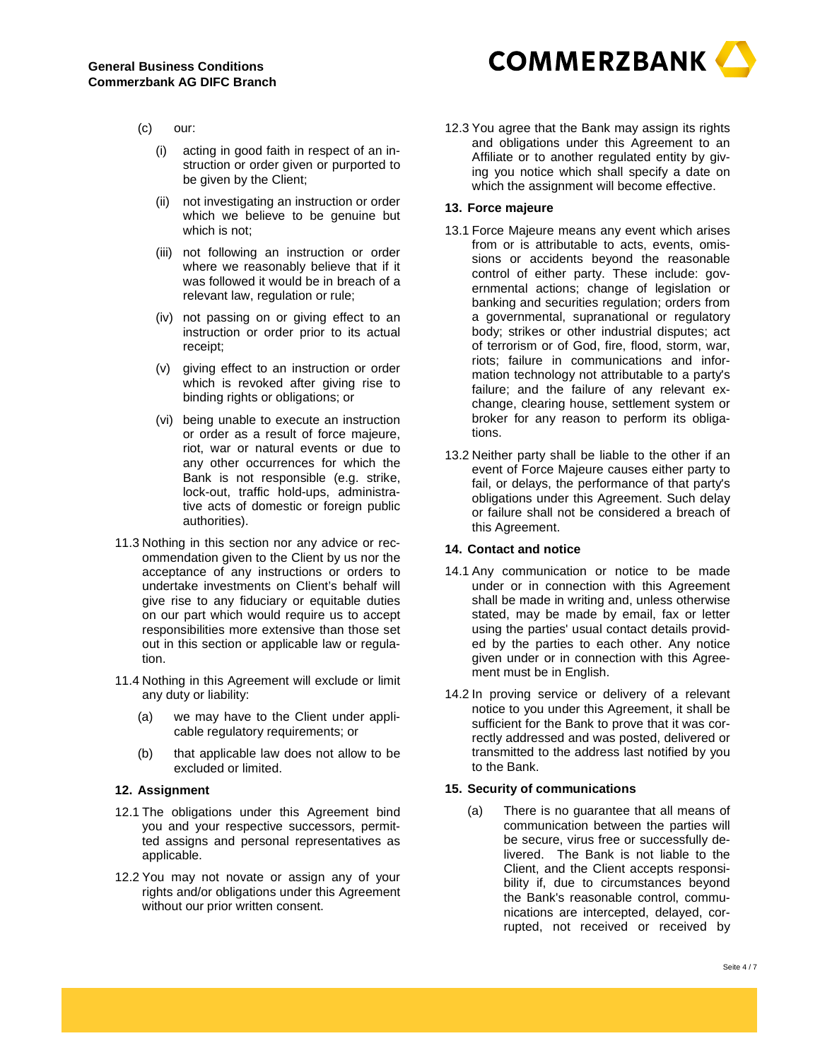(c) our:

(i) acting in good faith in respect of an instruction or order given or purported to be given by the Client;

(ii) not investigating an instruction or order which we believe to be genuine but which is not;

(iii) not following an instruction or order where we reasonably believe that if it was followed it would be in breach of a relevant law, regulation or rule;

(iv) not passing on or giving effect to an instruction or order prior to its actual receipt;

(v) giving effect to an instruction or order which is revoked after giving rise to binding rights or obligations; or

(vi) being unable to execute an instruction or order as a result of force majeure, riot, war or natural events or due to any other occurrences for which the Bank is not responsible (e.g. strike, lock-out, traffic hold-ups, administrative acts of domestic or foreign public authorities).

11.3 Nothing in this section nor any advice or recommendation given to the Client by us nor the acceptance of any instructions or orders to undertake investments on Client's behalf will give rise to any fiduciary or equitable duties on our part which would require us to accept responsibilities more extensive than those set out in this section or applicable law or regulation.

11.4 Nothing in this Agreement will exclude or limit any duty or liability:

(a) we may have to the Client under applicable regulatory requirements; or

(b) that applicable law does not allow to be excluded or limited.

## 12. Assignment

12.1 The obligations under this Agreement bind you and your respective successors, permitted assigns and personal representatives as applicable.

12.2 You may not novate or assign any of your rights and/or obligations under this Agreement without our prior written consent.

12.3 You agree that the Bank may assign its rights and obligations under this Agreement to an Affiliate or to another regulated entity by giving you notice which shall specify a date on which the assignment will become effective.

## 13. Force majeure

13.1 Force Majeure means any event which arises from or is attributable to acts, events, omissions or accidents beyond the reasonable control of either party. These include: governmental actions; change of legislation or banking and securities regulation; orders from a governmental, supranational or regulatory body; strikes or other industrial disputes; act of terrorism or of God, fire, flood, storm, war, riots; failure in communications and information technology not attributable to a party's failure; and the failure of any relevant exchange, clearing house, settlement system or broker for any reason to perform its obligations.

13.2 Neither party shall be liable to the other if an event of Force Majeure causes either party to fail, or delays, the performance of that party's obligations under this Agreement. Such delay or failure shall not be considered a breach of this Agreement.

## 14. Contact and notice

14.1 Any communication or notice to be made under or in connection with this Agreement shall be made in writing and, unless otherwise stated, may be made by email, fax or letter using the parties' usual contact details provided by the parties to each other. Any notice given under or in connection with this Agreement must be in English.

14.2 In proving service or delivery of a relevant notice to you under this Agreement, it shall be sufficient for the Bank to prove that it was correctly addressed and was posted, delivered or transmitted to the address last notified by you to the Bank.

## 15. Security of communications

(a) There is no guarantee that all means of communication between the parties will be secure, virus free or successfully delivered. The Bank is not liable to the Client, and the Client accepts responsibility if, due to circumstances beyond the Bank's reasonable control, communications are intercepted, delayed, corrupted, not received or received by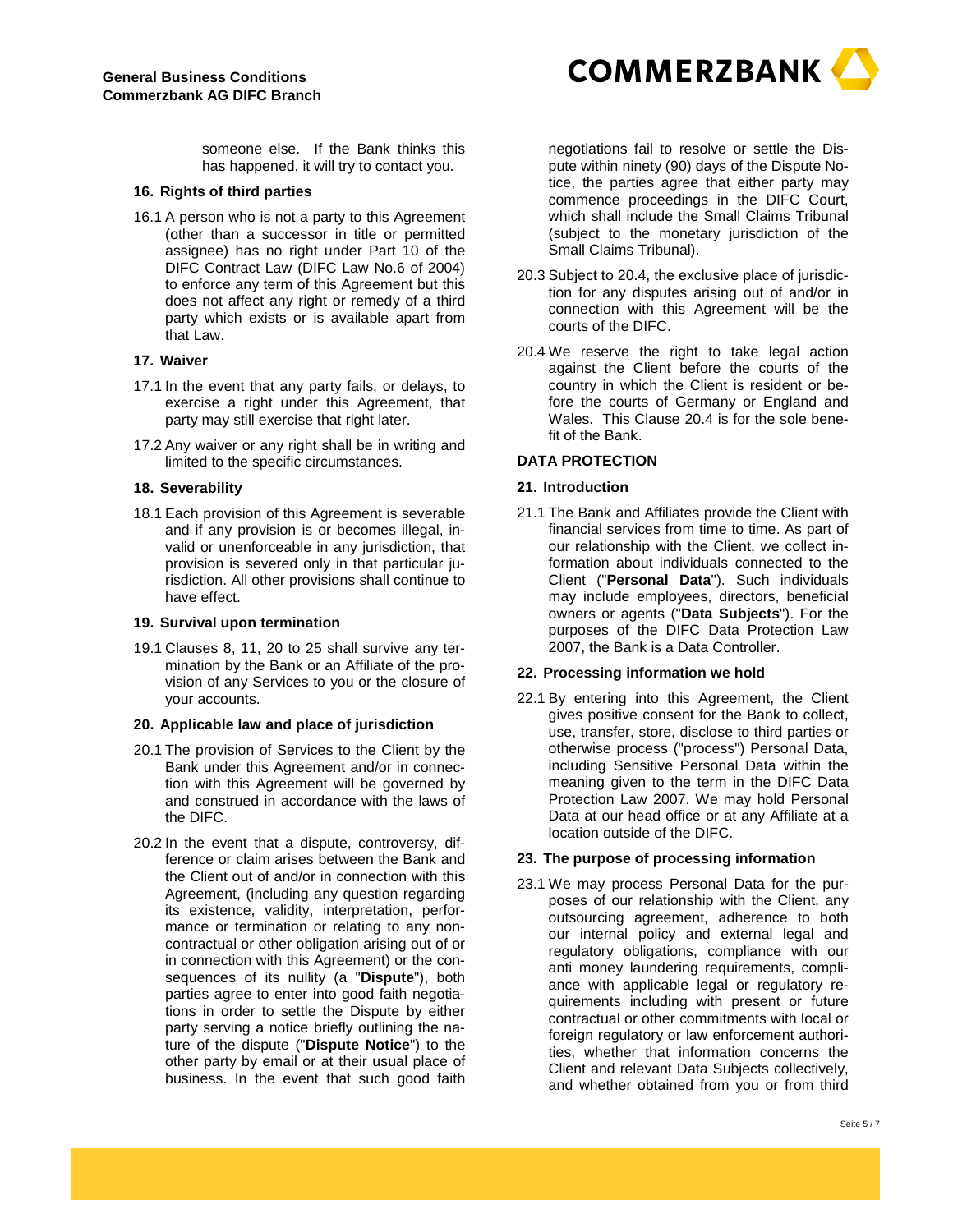someone else. If the Bank thinks this has happened, it will try to contact you.

### 16. Rights of third parties

16.1 A person who is not a party to this Agreement (other than a successor in title or permitted assignee) has no right under Part 10 of the DIFC Contract Law (DIFC Law No.6 of 2004) to enforce any term of this Agreement but this does not affect any right or remedy of a third party which exists or is available apart from that Law.

### 17. Waiver

17.1 In the event that any party fails, or delays, to exercise a right under this Agreement, that party may still exercise that right later.

17.2 Any waiver or any right shall be in writing and limited to the specific circumstances.

### 18. Severability

18.1 Each provision of this Agreement is severable and if any provision is or becomes illegal, invalid or unenforceable in any jurisdiction, that provision is severed only in that particular jurisdiction. All other provisions shall continue to have effect.

### 19. Survival upon termination

19.1 Clauses 8, 11, 20 to 25 shall survive any termination by the Bank or an Affiliate of the provision of any Services to you or the closure of your accounts.

### 20. Applicable law and place of jurisdiction

20.1 The provision of Services to the Client by the Bank under this Agreement and/or in connection with this Agreement will be governed by and construed in accordance with the laws of the DIFC.

20.2 In the event that a dispute, controversy, difference or claim arises between the Bank and the Client out of and/or in connection with this Agreement, (including any question regarding its existence, validity, interpretation, performance or termination or relating to any non-contractual or other obligation arising out of or in connection with this Agreement) or the consequences of its nullity (a "**Dispute**"), both parties agree to enter into good faith negotiations in order to settle the Dispute by either party serving a notice briefly outlining the nature of the dispute ("**Dispute Notice**") to the other party by email or at their usual place of business. In the event that such good faith negotiations fail to resolve or settle the Dispute within ninety (90) days of the Dispute Notice, the parties agree that either party may commence proceedings in the DIFC Court, which shall include the Small Claims Tribunal (subject to the monetary jurisdiction of the Small Claims Tribunal).

20.3 Subject to 20.4, the exclusive place of jurisdiction for any disputes arising out of and/or in connection with this Agreement will be the courts of the DIFC.

20.4 We reserve the right to take legal action against the Client before the courts of the country in which the Client is resident or before the courts of Germany or England and Wales. This Clause 20.4 is for the sole benefit of the Bank.

## DATA PROTECTION

### 21. Introduction

21.1 The Bank and Affiliates provide the Client with financial services from time to time. As part of our relationship with the Client, we collect information about individuals connected to the Client ("**Personal Data**"). Such individuals may include employees, directors, beneficial owners or agents ("**Data Subjects**"). For the purposes of the DIFC Data Protection Law 2007, the Bank is a Data Controller.

### 22. Processing information we hold

22.1 By entering into this Agreement, the Client gives positive consent for the Bank to collect, use, transfer, store, disclose to third parties or otherwise process ("process") Personal Data, including Sensitive Personal Data within the meaning given to the term in the DIFC Data Protection Law 2007. We may hold Personal Data at our head office or at any Affiliate at a location outside of the DIFC.

### 23. The purpose of processing information

23.1 We may process Personal Data for the purposes of our relationship with the Client, any outsourcing agreement, adherence to both our internal policy and external legal and regulatory obligations, compliance with our anti money laundering requirements, compliance with applicable legal or regulatory requirements including with present or future contractual or other commitments with local or foreign regulatory or law enforcement authorities, whether that information concerns the Client and relevant Data Subjects collectively, and whether obtained from you or from third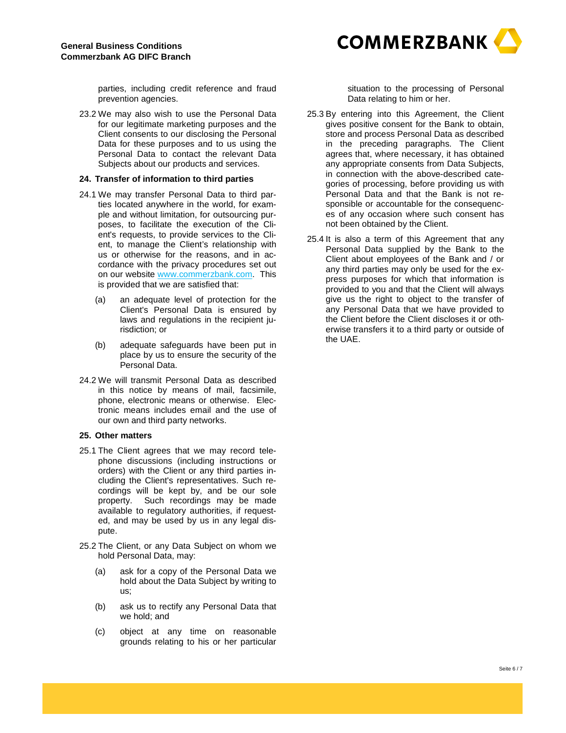parties, including credit reference and fraud prevention agencies.

23.2 We may also wish to use the Personal Data for our legitimate marketing purposes and the Client consents to our disclosing the Personal Data for these purposes and to us using the Personal Data to contact the relevant Data Subjects about our products and services.

**24. Transfer of information to third parties**

24.1 We may transfer Personal Data to third parties located anywhere in the world, for example and without limitation, for outsourcing purposes, to facilitate the execution of the Client's requests, to provide services to the Client, to manage the Client's relationship with us or otherwise for the reasons, and in accordance with the privacy procedures set out on our website [www.commerzbank.com](http://www.commerzbank.com). This is provided that we are satisfied that:

(a) an adequate level of protection for the Client's Personal Data is ensured by laws and regulations in the recipient jurisdiction; or

(b) adequate safeguards have been put in place by us to ensure the security of the Personal Data.

24.2 We will transmit Personal Data as described in this notice by means of mail, facsimile, phone, electronic means or otherwise. Electronic means includes email and the use of our own and third party networks.

**25. Other matters**

25.1 The Client agrees that we may record telephone discussions (including instructions or orders) with the Client or any third parties including the Client's representatives. Such recordings will be kept by, and be our sole property. Such recordings may be made available to regulatory authorities, if requested, and may be used by us in any legal dispute.

25.2 The Client, or any Data Subject on whom we hold Personal Data, may:

(a) ask for a copy of the Personal Data we hold about the Data Subject by writing to us;

(b) ask us to rectify any Personal Data that we hold; and

(c) object at any time on reasonable grounds relating to his or her particular situation to the processing of Personal Data relating to him or her.

25.3 By entering into this Agreement, the Client gives positive consent for the Bank to obtain, store and process Personal Data as described in the preceding paragraphs. The Client agrees that, where necessary, it has obtained any appropriate consents from Data Subjects, in connection with the above-described categories of processing, before providing us with Personal Data and that the Bank is not responsible or accountable for the consequences of any occasion where such consent has not been obtained by the Client.

25.4 It is also a term of this Agreement that any Personal Data supplied by the Bank to the Client about employees of the Bank and / or any third parties may only be used for the express purposes for which that information is provided to you and that the Client will always give us the right to object to the transfer of any Personal Data that we have provided to the Client before the Client discloses it or otherwise transfers it to a third party or outside of the UAE.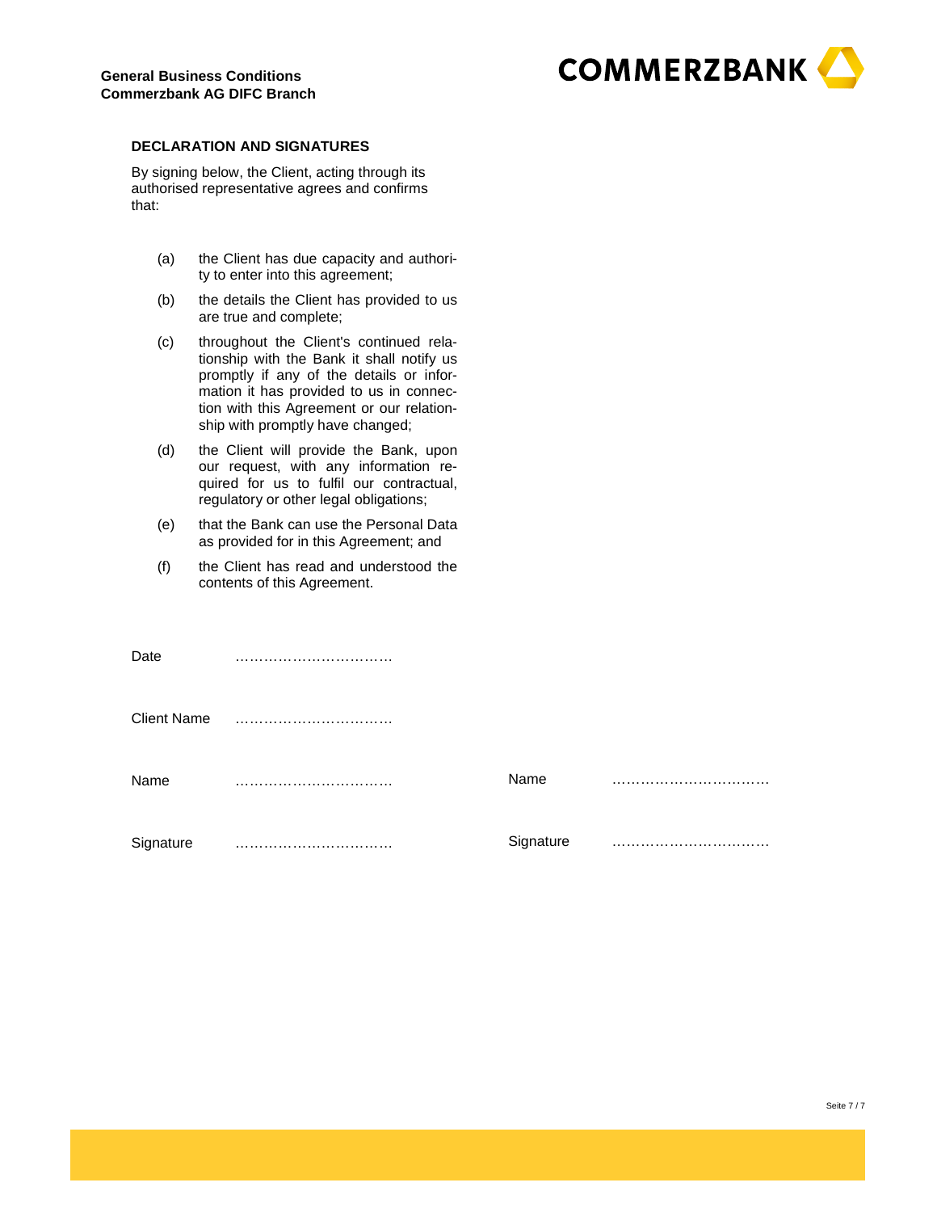## DECLARATION AND SIGNATURES

By signing below, the Client, acting through its authorised representative agrees and confirms that:

(a) the Client has due capacity and authority to enter into this agreement;

(b) the details the Client has provided to us are true and complete;

(c) throughout the Client's continued relationship with the Bank it shall notify us promptly if any of the details or information it has provided to us in connection with this Agreement or our relationship with promptly have changed;

(d) the Client will provide the Bank, upon our request, with any information required for us to fulfil our contractual, regulatory or other legal obligations;

(e) that the Bank can use the Personal Data as provided for in this Agreement; and

(f) the Client has read and understood the contents of this Agreement.

Date ……………………………

Client Name ……………………………

| | | | |
|---|---|---|---|
| Name | …………………………… | Name | …………………………… |
| Signature | …………………………… | Signature | …………………………… |